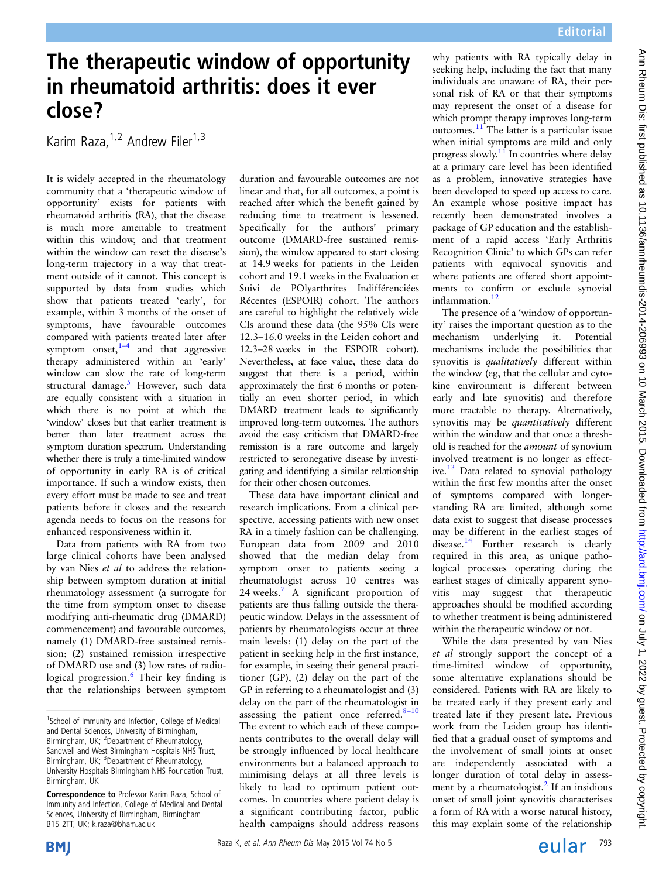Editorial

# The therapeutic window of opportunity in rheumatoid arthritis: does it ever close?

Karim Raza,[1,2] Andrew Filer[1,3]

It is widely accepted in the rheumatology community that a 'therapeutic window of opportunity' exists for patients with rheumatoid arthritis (RA), that the disease is much more amenable to treatment within this window, and that treatment within the window can reset the disease's long-term trajectory in a way that treatment outside of it cannot. This concept is supported by data from studies which show that patients treated 'early', for example, within 3 months of the onset of symptoms, have favourable outcomes compared with patients treated later after symptom onset,[1–4] and that aggressive therapy administered within an 'early' window can slow the rate of long-term structural damage.[5] However, such data are equally consistent with a situation in which there is no point at which the 'window' closes but that earlier treatment is better than later treatment across the symptom duration spectrum. Understanding whether there is truly a time-limited window of opportunity in early RA is of critical importance. If such a window exists, then every effort must be made to see and treat patients before it closes and the research agenda needs to focus on the reasons for enhanced responsiveness within it.

Data from patients with RA from two large clinical cohorts have been analysed by van Nies *et al* to address the relationship between symptom duration at initial rheumatology assessment (a surrogate for the time from symptom onset to disease modifying anti-rheumatic drug (DMARD) commencement) and favourable outcomes, namely (1) DMARD-free sustained remission; (2) sustained remission irrespective of DMARD use and (3) low rates of radiological progression.[6] Their key finding is that the relationships between symptom duration and favourable outcomes are not linear and that, for all outcomes, a point is reached after which the benefit gained by reducing time to treatment is lessened. Specifically for the authors' primary outcome (DMARD-free sustained remission), the window appeared to start closing at 14.9 weeks for patients in the Leiden cohort and 19.1 weeks in the Evaluation et Suivi de POlyarthrites Indifférenciées Récentes (ESPOIR) cohort. The authors are careful to highlight the relatively wide CIs around these data (the 95% CIs were 12.3–16.0 weeks in the Leiden cohort and 12.3–28 weeks in the ESPOIR cohort). Nevertheless, at face value, these data do suggest that there is a period, within approximately the first 6 months or potentially an even shorter period, in which DMARD treatment leads to significantly improved long-term outcomes. The authors avoid the easy criticism that DMARD-free remission is a rare outcome and largely restricted to seronegative disease by investigating and identifying a similar relationship for their other chosen outcomes.

These data have important clinical and research implications. From a clinical perspective, accessing patients with new onset RA in a timely fashion can be challenging. European data from 2009 and 2010 showed that the median delay from symptom onset to patients seeing a rheumatologist across 10 centres was 24 weeks.[7] A significant proportion of patients are thus falling outside the therapeutic window. Delays in the assessment of patients by rheumatologists occur at three main levels: (1) delay on the part of the patient in seeking help in the first instance, for example, in seeing their general practitioner (GP), (2) delay on the part of the GP in referring to a rheumatologist and (3) delay on the part of the rheumatologist in assessing the patient once referred.[8–10] The extent to which each of these components contributes to the overall delay will be strongly influenced by local healthcare environments but a balanced approach to minimising delays at all three levels is likely to lead to optimum patient outcomes. In countries where patient delay is a significant contributing factor, public health campaigns should address reasons why patients with RA typically delay in seeking help, including the fact that many individuals are unaware of RA, their personal risk of RA or that their symptoms may represent the onset of a disease for which prompt therapy improves long-term outcomes.[11] The latter is a particular issue when initial symptoms are mild and only progress slowly.[11] In countries where delay at a primary care level has been identified as a problem, innovative strategies have been developed to speed up access to care. An example whose positive impact has recently been demonstrated involves a package of GP education and the establishment of a rapid access 'Early Arthritis Recognition Clinic' to which GPs can refer patients with equivocal synovitis and where patients are offered short appointments to confirm or exclude synovial inflammation.[12]

The presence of a 'window of opportunity' raises the important question as to the mechanism underlying it. Potential mechanisms include the possibilities that synovitis is *qualitatively* different within the window (eg, that the cellular and cytokine environment is different between early and late synovitis) and therefore more tractable to therapy. Alternatively, synovitis may be *quantitatively* different within the window and that once a threshold is reached for the *amount* of synovium involved treatment is no longer as effective.[13] Data related to synovial pathology within the first few months after the onset of symptoms compared with longer-standing RA are limited, although some data exist to suggest that disease processes may be different in the earliest stages of disease.[14] Further research is clearly required in this area, as unique pathological processes operating during the earliest stages of clinically apparent synovitis may suggest that therapeutic approaches should be modified according to whether treatment is being administered within the therapeutic window or not.

While the data presented by van Nies *et al* strongly support the concept of a time-limited window of opportunity, some alternative explanations should be considered. Patients with RA are likely to be treated early if they present early and treated late if they present late. Previous work from the Leiden group has identified that a gradual onset of symptoms and the involvement of small joints at onset are independently associated with a longer duration of total delay in assessment by a rheumatologist.[2] If an insidious onset of small joint synovitis characterises a form of RA with a worse natural history, this may explain some of the relationship

[1]School of Immunity and Infection, College of Medical and Dental Sciences, University of Birmingham, Birmingham, UK; [2]Department of Rheumatology, Sandwell and West Birmingham Hospitals NHS Trust, Birmingham, UK; [3]Department of Rheumatology, University Hospitals Birmingham NHS Foundation Trust, Birmingham, UK

**Correspondence to** Professor Karim Raza, School of Immunity and Infection, College of Medical and Dental Sciences, University of Birmingham, Birmingham B15 2TT, UK; k.raza@bham.ac.uk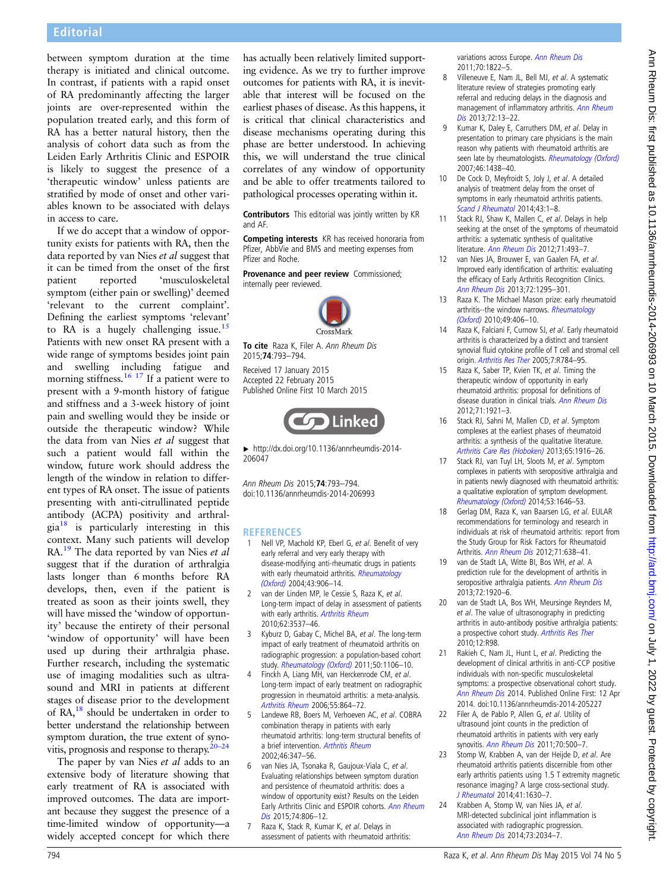between symptom duration at the time therapy is initiated and clinical outcome. In contrast, if patients with a rapid onset of RA predominantly affecting the larger joints are over-represented within the population treated early, and this form of RA has a better natural history, then the analysis of cohort data such as from the Leiden Early Arthritis Clinic and ESPOIR is likely to suggest the presence of a 'therapeutic window' unless patients are stratified by mode of onset and other variables known to be associated with delays in access to care.

If we do accept that a window of opportunity exists for patients with RA, then the data reported by van Nies *et al* suggest that it can be timed from the onset of the first patient reported 'musculoskeletal symptom (either pain or swelling)' deemed 'relevant to the current complaint'. Defining the earliest symptoms 'relevant' to RA is a hugely challenging issue.[15] Patients with new onset RA present with a wide range of symptoms besides joint pain and swelling including fatigue and morning stiffness.[16 17] If a patient were to present with a 9-month history of fatigue and stiffness and a 3-week history of joint pain and swelling would they be inside or outside the therapeutic window? While the data from van Nies *et al* suggest that such a patient would fall within the window, future work should address the length of the window in relation to different types of RA onset. The issue of patients presenting with anti-citrullinated peptide antibody (ACPA) positivity and arthralgia[18] is particularly interesting in this context. Many such patients will develop RA.[19] The data reported by van Nies *et al* suggest that if the duration of arthralgia lasts longer than 6 months before RA develops, then, even if the patient is treated as soon as their joints swell, they will have missed the 'window of opportunity' because the entirety of their personal 'window of opportunity' will have been used up during their arthralgia phase. Further research, including the systematic use of imaging modalities such as ultrasound and MRI in patients at different stages of disease prior to the development of RA,[18] should be undertaken in order to better understand the relationship between symptom duration, the true extent of synovitis, prognosis and response to therapy.[20–24]

The paper by van Nies *et al* adds to an extensive body of literature showing that early treatment of RA is associated with improved outcomes. The data are important because they suggest the presence of a time-limited window of opportunity—a widely accepted concept for which there has actually been relatively limited supporting evidence. As we try to further improve outcomes for patients with RA, it is inevitable that interest will be focused on the earliest phases of disease. As this happens, it is critical that clinical characteristics and disease mechanisms operating during this phase are better understood. In achieving this, we will understand the true clinical correlates of any window of opportunity and be able to offer treatments tailored to pathological processes operating within it.

**Contributors** This editorial was jointly written by KR and AF.

**Competing interests** KR has received honoraria from Pfizer, AbbVie and BMS and meeting expenses from Pfizer and Roche.

**Provenance and peer review** Commissioned; internally peer reviewed.

**To cite** Raza K, Filer A. *Ann Rheum Dis* 2015;**74**:793–794.

Received 17 January 2015
Accepted 22 February 2015
Published Online First 10 March 2015

► http://dx.doi.org/10.1136/annrheumdis-2014-206047

*Ann Rheum Dis* 2015;**74**:793–794.
doi:10.1136/annrheumdis-2014-206993

## REFERENCES

1. Nell VP, Machold KP, Eberl G, *et al*. Benefit of very early referral and very early therapy with disease-modifying anti-rheumatic drugs in patients with early rheumatoid arthritis. *Rheumatology (Oxford)* 2004;43:906–14.
2. van der Linden MP, le Cessie S, Raza K, *et al*. Long-term impact of delay in assessment of patients with early arthritis. *Arthritis Rheum* 2010;62:3537–46.
3. Kyburz D, Gabay C, Michel BA, *et al*. The long-term impact of early treatment of rheumatoid arthritis on radiographic progression: a population-based cohort study. *Rheumatology (Oxford)* 2011;50:1106–10.
4. Finckh A, Liang MH, van Herckenrode CM, *et al*. Long-term impact of early treatment on radiographic progression in rheumatoid arthritis: a meta-analysis. *Arthritis Rheum* 2006;55:864–72.
5. Landewe RB, Boers M, Verhoeven AC, *et al*. COBRA combination therapy in patients with early rheumatoid arthritis: long-term structural benefits of a brief intervention. *Arthritis Rheum* 2002;46:347–56.
6. van Nies JA, Tsonaka R, Gaujoux-Viala C, *et al*. Evaluating relationships between symptom duration and persistence of rheumatoid arthritis: does a window of opportunity exist? Results on the Leiden Early Arthritis Clinic and ESPOIR cohorts. *Ann Rheum Dis* 2015;74:806–12.
7. Raza K, Stack R, Kumar K, *et al*. Delays in assessment of patients with rheumatoid arthritis: variations across Europe. *Ann Rheum Dis* 2011;70:1822–5.
8. Villeneuve E, Nam JL, Bell MJ, *et al*. A systematic literature review of strategies promoting early referral and reducing delays in the diagnosis and management of inflammatory arthritis. *Ann Rheum Dis* 2013;72:13–22.
9. Kumar K, Daley E, Carruthers DM, *et al*. Delay in presentation to primary care physicians is the main reason why patients with rheumatoid arthritis are seen late by rheumatologists. *Rheumatology (Oxford)* 2007;46:1438–40.
10. De Cock D, Meyfroidt S, Joly J, *et al*. A detailed analysis of treatment delay from the onset of symptoms in early rheumatoid arthritis patients. *Scand J Rheumatol* 2014;43:1–8.
11. Stack RJ, Shaw K, Mallen C, *et al*. Delays in help seeking at the onset of the symptoms of rheumatoid arthritis: a systematic synthesis of qualitative literature. *Ann Rheum Dis* 2012;71:493–7.
12. van Nies JA, Brouwer E, van Gaalen FA, *et al*. Improved early identification of arthritis: evaluating the efficacy of Early Arthritis Recognition Clinics. *Ann Rheum Dis* 2013;72:1295–301.
13. Raza K. The Michael Mason prize: early rheumatoid arthritis--the window narrows. *Rheumatology (Oxford)* 2010;49:406–10.
14. Raza K, Falciani F, Curnow SJ, *et al*. Early rheumatoid arthritis is characterized by a distinct and transient synovial fluid cytokine profile of T cell and stromal cell origin. *Arthritis Res Ther* 2005;7:R784–95.
15. Raza K, Saber TP, Kvien TK, *et al*. Timing the therapeutic window of opportunity in early rheumatoid arthritis: proposal for definitions of disease duration in clinical trials. *Ann Rheum Dis* 2012;71:1921–3.
16. Stack RJ, Sahni M, Mallen CD, *et al*. Symptom complexes at the earliest phases of rheumatoid arthritis: a synthesis of the qualitative literature. *Arthritis Care Res (Hoboken)* 2013;65:1916–26.
17. Stack RJ, van Tuyl LH, Sloots M, *et al*. Symptom complexes in patients with seropositive arthralgia and in patients newly diagnosed with rheumatoid arthritis: a qualitative exploration of symptom development. *Rheumatology (Oxford)* 2014;53:1646–53.
18. Gerlag DM, Raza K, van Baarsen LG, *et al*. EULAR recommendations for terminology and research in individuals at risk of rheumatoid arthritis: report from the Study Group for Risk Factors for Rheumatoid Arthritis. *Ann Rheum Dis* 2012;71:638–41.
19. van de Stadt LA, Witte BI, Bos WH, *et al*. A prediction rule for the development of arthritis in seropositive arthralgia patients. *Ann Rheum Dis* 2013;72:1920–6.
20. van de Stadt LA, Bos WH, Meursinge Reynders M, *et al*. The value of ultrasonography in predicting arthritis in auto-antibody positive arthralgia patients: a prospective cohort study. *Arthritis Res Ther* 2010;12:R98.
21. Rakieh C, Nam JL, Hunt L, *et al*. Predicting the development of clinical arthritis in anti-CCP positive individuals with non-specific musculoskeletal symptoms: a prospective observational cohort study. *Ann Rheum Dis* 2014. Published Online First: 12 Apr 2014. doi:10.1136/annrheumdis-2014-205227
22. Filer A, de Pablo P, Allen G, *et al*. Utility of ultrasound joint counts in the prediction of rheumatoid arthritis in patients with very early synovitis. *Ann Rheum Dis* 2011;70:500–7.
23. Stomp W, Krabben A, van der Heijde D, *et al*. Are rheumatoid arthritis patients discernible from other early arthritis patients using 1.5 T extremity magnetic resonance imaging? A large cross-sectional study. *J Rheumatol* 2014;41:1630–7.
24. Krabben A, Stomp W, van Nies JA, *et al*. MRI-detected subclinical joint inflammation is associated with radiographic progression. *Ann Rheum Dis* 2014;73:2034–7.